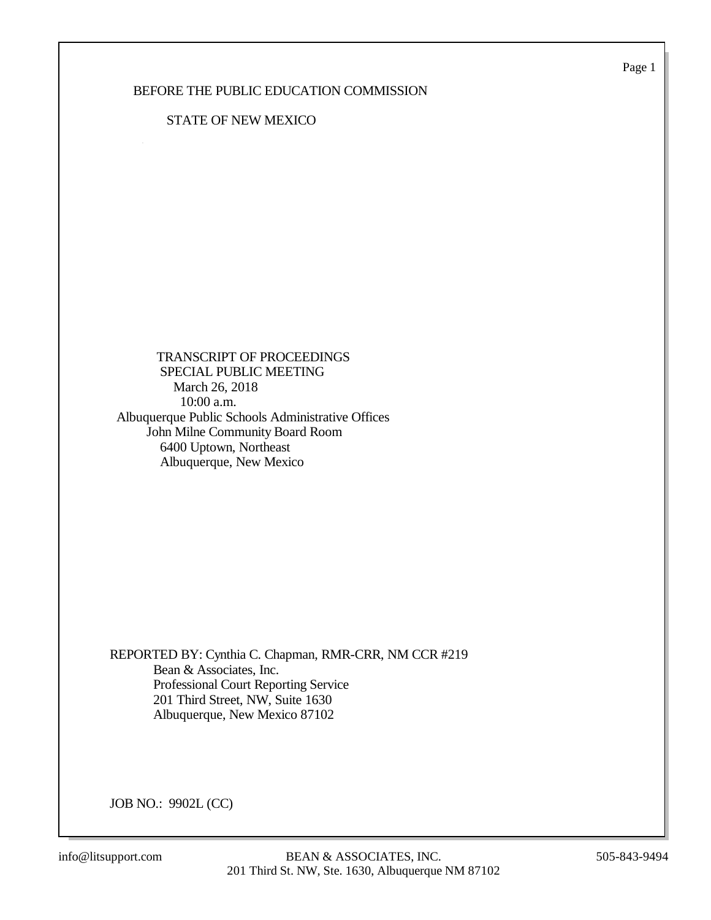BEFORE THE PUBLIC EDUCATION COMMISSION

STATE OF NEW MEXICO

TRANSCRIPT OF PROCEEDINGS
SPECIAL PUBLIC MEETING
March 26, 2018
10:00 a.m.
Albuquerque Public Schools Administrative Offices
John Milne Community Board Room
6400 Uptown, Northeast
Albuquerque, New Mexico

REPORTED BY: Cynthia C. Chapman, RMR-CRR, NM CCR #219
Bean & Associates, Inc.
Professional Court Reporting Service
201 Third Street, NW, Suite 1630
Albuquerque, New Mexico 87102

JOB NO.: 9902L (CC)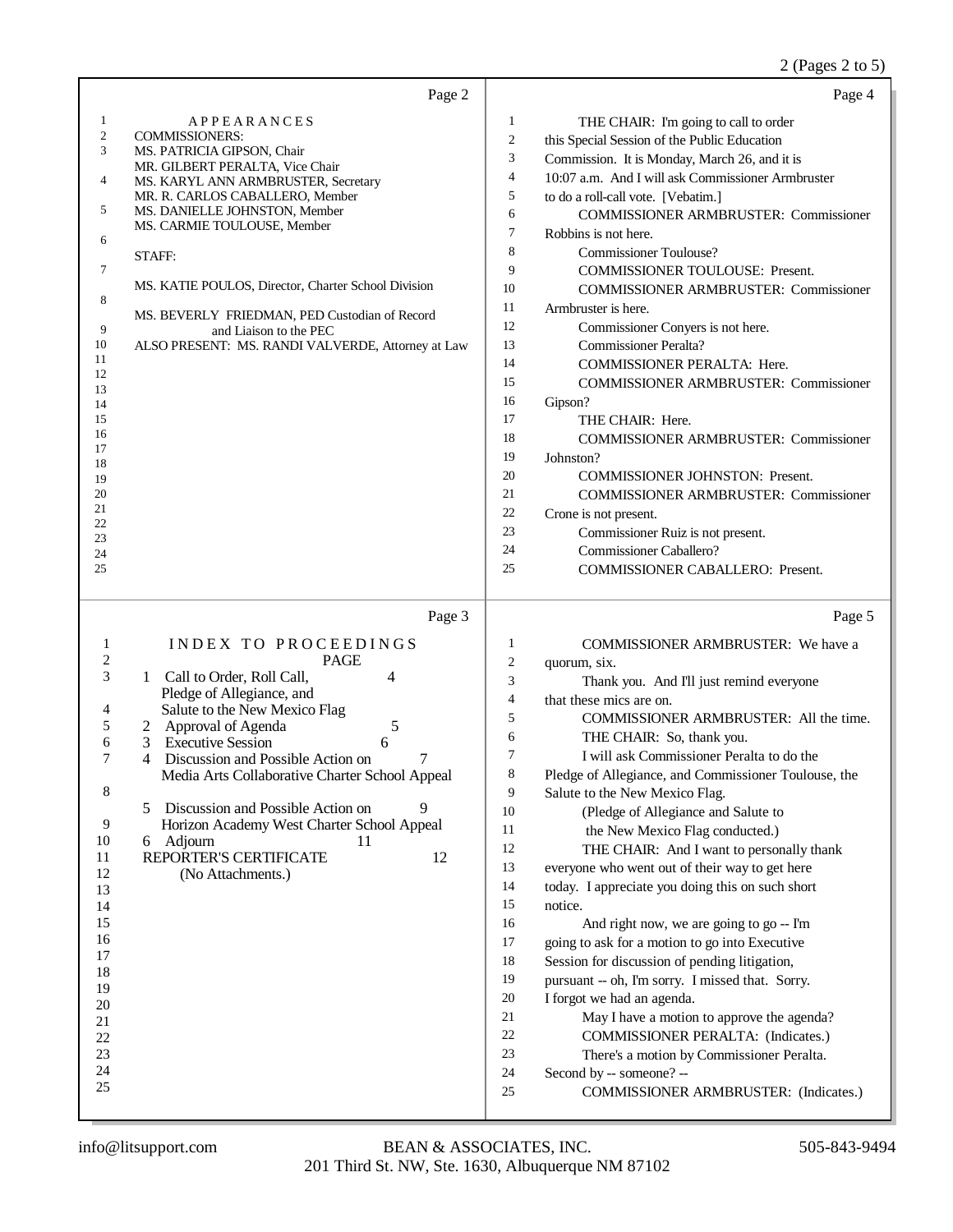## Page 2

APPEARANCES

COMMISSIONERS:

MS. PATRICIA GIPSON, Chair
MR. GILBERT PERALTA, Vice Chair
MS. KARYL ANN ARMBRUSTER, Secretary
MR. R. CARLOS CABALLERO, Member
MS. DANIELLE JOHNSTON, Member
MS. CARMIE TOULOUSE, Member

STAFF:

MS. KATIE POULOS, Director, Charter School Division

MS. BEVERLY FRIEDMAN, PED Custodian of Record and Liaison to the PEC

ALSO PRESENT: MS. RANDI VALVERDE, Attorney at Law

## Page 3

INDEX TO PROCEEDINGS

| | | PAGE |
|---|---|---|
| 1 | Call to Order, Roll Call, Pledge of Allegiance, and Salute to the New Mexico Flag | 4 |
| 2 | Approval of Agenda | 5 |
| 3 | Executive Session | 6 |
| 4 | Discussion and Possible Action on Media Arts Collaborative Charter School Appeal | 7 |
| 5 | Discussion and Possible Action on Horizon Academy West Charter School Appeal | 9 |
| 6 | Adjourn | 11 |
| | REPORTER'S CERTIFICATE | 12 |

(No Attachments.)

## Page 4

THE CHAIR: I'm going to call to order this Special Session of the Public Education Commission. It is Monday, March 26, and it is 10:07 a.m. And I will ask Commissioner Armbruster to do a roll-call vote. [Vebatim.]

COMMISSIONER ARMBRUSTER: Commissioner Robbins is not here.

Commissioner Toulouse?

COMMISSIONER TOULOUSE: Present.

COMMISSIONER ARMBRUSTER: Commissioner Armbruster is here.

Commissioner Conyers is not here.

Commissioner Peralta?

COMMISSIONER PERALTA: Here.

COMMISSIONER ARMBRUSTER: Commissioner Gipson?

THE CHAIR: Here.

COMMISSIONER ARMBRUSTER: Commissioner Johnston?

COMMISSIONER JOHNSTON: Present.

COMMISSIONER ARMBRUSTER: Commissioner Crone is not present.

Commissioner Ruiz is not present.

Commissioner Caballero?

COMMISSIONER CABALLERO: Present.

## Page 5

COMMISSIONER ARMBRUSTER: We have a quorum, six.

Thank you. And I'll just remind everyone that these mics are on.

COMMISSIONER ARMBRUSTER: All the time.

THE CHAIR: So, thank you.

I will ask Commissioner Peralta to do the Pledge of Allegiance, and Commissioner Toulouse, the Salute to the New Mexico Flag.

(Pledge of Allegiance and Salute to the New Mexico Flag conducted.)

THE CHAIR: And I want to personally thank everyone who went out of their way to get here today. I appreciate you doing this on such short notice.

And right now, we are going to go -- I'm going to ask for a motion to go into Executive Session for discussion of pending litigation, pursuant -- oh, I'm sorry. I missed that. Sorry. I forgot we had an agenda.

May I have a motion to approve the agenda?

COMMISSIONER PERALTA: (Indicates.)

There's a motion by Commissioner Peralta. Second by -- someone? --

COMMISSIONER ARMBRUSTER: (Indicates.)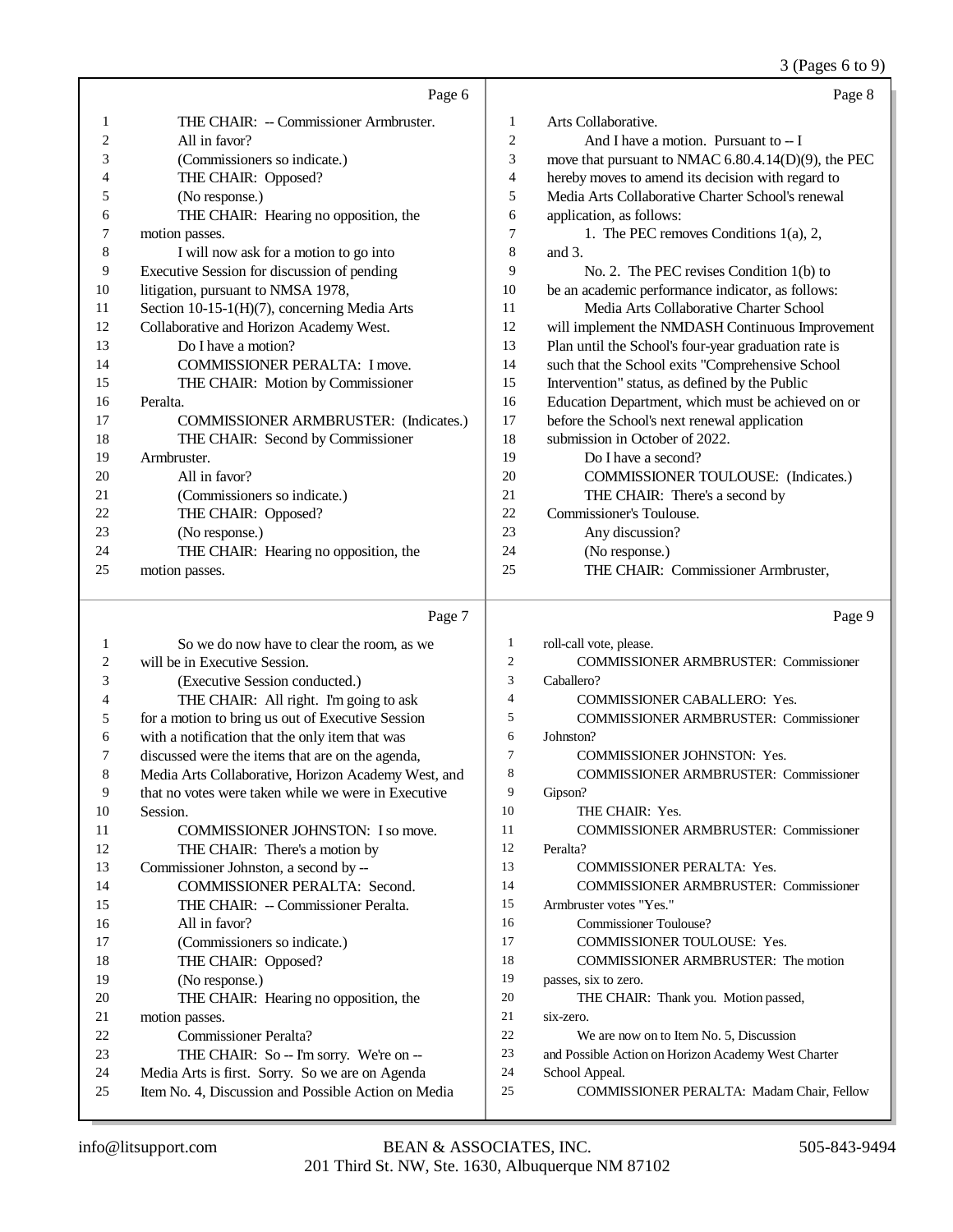Page 6

1 THE CHAIR: -- Commissioner Armbruster.
2 All in favor?
3 (Commissioners so indicate.)
4 THE CHAIR: Opposed?
5 (No response.)
6 THE CHAIR: Hearing no opposition, the
7 motion passes.
8 I will now ask for a motion to go into
9 Executive Session for discussion of pending
10 litigation, pursuant to NMSA 1978,
11 Section 10-15-1(H)(7), concerning Media Arts
12 Collaborative and Horizon Academy West.
13 Do I have a motion?
14 COMMISSIONER PERALTA: I move.
15 THE CHAIR: Motion by Commissioner
16 Peralta.
17 COMMISSIONER ARMBRUSTER: (Indicates.)
18 THE CHAIR: Second by Commissioner
19 Armbruster.
20 All in favor?
21 (Commissioners so indicate.)
22 THE CHAIR: Opposed?
23 (No response.)
24 THE CHAIR: Hearing no opposition, the
25 motion passes.

Page 7

1 So we do now have to clear the room, as we
2 will be in Executive Session.
3 (Executive Session conducted.)
4 THE CHAIR: All right. I'm going to ask
5 for a motion to bring us out of Executive Session
6 with a notification that the only item that was
7 discussed were the items that are on the agenda,
8 Media Arts Collaborative, Horizon Academy West, and
9 that no votes were taken while we were in Executive
10 Session.
11 COMMISSIONER JOHNSTON: I so move.
12 THE CHAIR: There's a motion by
13 Commissioner Johnston, a second by --
14 COMMISSIONER PERALTA: Second.
15 THE CHAIR: -- Commissioner Peralta.
16 All in favor?
17 (Commissioners so indicate.)
18 THE CHAIR: Opposed?
19 (No response.)
20 THE CHAIR: Hearing no opposition, the
21 motion passes.
22 Commissioner Peralta?
23 THE CHAIR: So -- I'm sorry. We're on --
24 Media Arts is first. Sorry. So we are on Agenda
25 Item No. 4, Discussion and Possible Action on Media

Page 8

1 Arts Collaborative.
2 And I have a motion. Pursuant to -- I
3 move that pursuant to NMAC 6.80.4.14(D)(9), the PEC
4 hereby moves to amend its decision with regard to
5 Media Arts Collaborative Charter School's renewal
6 application, as follows:
7 1. The PEC removes Conditions 1(a), 2,
8 and 3.
9 No. 2. The PEC revises Condition 1(b) to
10 be an academic performance indicator, as follows:
11 Media Arts Collaborative Charter School
12 will implement the NMDASH Continuous Improvement
13 Plan until the School's four-year graduation rate is
14 such that the School exits "Comprehensive School
15 Intervention" status, as defined by the Public
16 Education Department, which must be achieved on or
17 before the School's next renewal application
18 submission in October of 2022.
19 Do I have a second?
20 COMMISSIONER TOULOUSE: (Indicates.)
21 THE CHAIR: There's a second by
22 Commissioner's Toulouse.
23 Any discussion?
24 (No response.)
25 THE CHAIR: Commissioner Armbruster,

Page 9

1 roll-call vote, please.
2 COMMISSIONER ARMBRUSTER: Commissioner
3 Caballero?
4 COMMISSIONER CABALLERO: Yes.
5 COMMISSIONER ARMBRUSTER: Commissioner
6 Johnston?
7 COMMISSIONER JOHNSTON: Yes.
8 COMMISSIONER ARMBRUSTER: Commissioner
9 Gipson?
10 THE CHAIR: Yes.
11 COMMISSIONER ARMBRUSTER: Commissioner
12 Peralta?
13 COMMISSIONER PERALTA: Yes.
14 COMMISSIONER ARMBRUSTER: Commissioner
15 Armbruster votes "Yes."
16 Commissioner Toulouse?
17 COMMISSIONER TOULOUSE: Yes.
18 COMMISSIONER ARMBRUSTER: The motion
19 passes, six to zero.
20 THE CHAIR: Thank you. Motion passed,
21 six-zero.
22 We are now on to Item No. 5, Discussion
23 and Possible Action on Horizon Academy West Charter
24 School Appeal.
25 COMMISSIONER PERALTA: Madam Chair, Fellow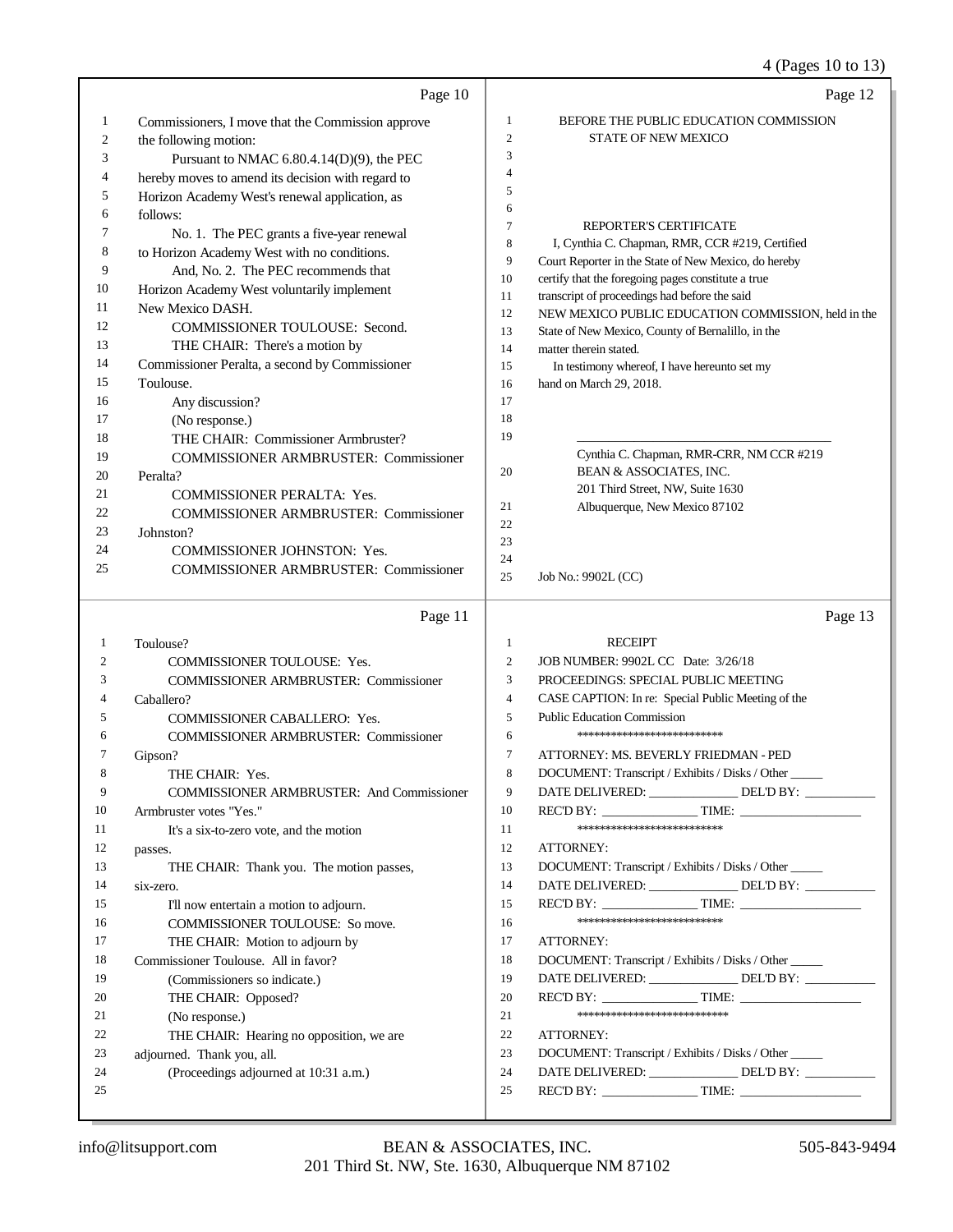Page 10

1 Commissioners, I move that the Commission approve
2 the following motion:
3 Pursuant to NMAC 6.80.4.14(D)(9), the PEC
4 hereby moves to amend its decision with regard to
5 Horizon Academy West's renewal application, as
6 follows:
7 No. 1. The PEC grants a five-year renewal
8 to Horizon Academy West with no conditions.
9 And, No. 2. The PEC recommends that
10 Horizon Academy West voluntarily implement
11 New Mexico DASH.
12 COMMISSIONER TOULOUSE: Second.
13 THE CHAIR: There's a motion by
14 Commissioner Peralta, a second by Commissioner
15 Toulouse.
16 Any discussion?
17 (No response.)
18 THE CHAIR: Commissioner Armbruster?
19 COMMISSIONER ARMBRUSTER: Commissioner
20 Peralta?
21 COMMISSIONER PERALTA: Yes.
22 COMMISSIONER ARMBRUSTER: Commissioner
23 Johnston?
24 COMMISSIONER JOHNSTON: Yes.
25 COMMISSIONER ARMBRUSTER: Commissioner

Page 11

1 Toulouse?
2 COMMISSIONER TOULOUSE: Yes.
3 COMMISSIONER ARMBRUSTER: Commissioner
4 Caballero?
5 COMMISSIONER CABALLERO: Yes.
6 COMMISSIONER ARMBRUSTER: Commissioner
7 Gipson?
8 THE CHAIR: Yes.
9 COMMISSIONER ARMBRUSTER: And Commissioner
10 Armbruster votes "Yes."
11 It's a six-to-zero vote, and the motion
12 passes.
13 THE CHAIR: Thank you. The motion passes,
14 six-zero.
15 I'll now entertain a motion to adjourn.
16 COMMISSIONER TOULOUSE: So move.
17 THE CHAIR: Motion to adjourn by
18 Commissioner Toulouse. All in favor?
19 (Commissioners so indicate.)
20 THE CHAIR: Opposed?
21 (No response.)
22 THE CHAIR: Hearing no opposition, we are
23 adjourned. Thank you, all.
24 (Proceedings adjourned at 10:31 a.m.)
25

Page 12

1 BEFORE THE PUBLIC EDUCATION COMMISSION
2 STATE OF NEW MEXICO
3
4
5
6
7 REPORTER'S CERTIFICATE
8 I, Cynthia C. Chapman, RMR, CCR #219, Certified
9 Court Reporter in the State of New Mexico, do hereby
10 certify that the foregoing pages constitute a true
11 transcript of proceedings had before the said
12 NEW MEXICO PUBLIC EDUCATION COMMISSION, held in the
13 State of New Mexico, County of Bernalillo, in the
14 matter therein stated.
15 In testimony whereof, I have hereunto set my
16 hand on March 29, 2018.
17
18
19 \_\_\_\_\_\_\_\_\_\_\_\_\_\_\_\_\_\_\_\_\_\_\_\_\_\_\_\_\_\_\_\_\_\_\_\_\_\_
Cynthia C. Chapman, RMR-CRR, NM CCR #219
20 BEAN & ASSOCIATES, INC.
201 Third Street, NW, Suite 1630
21 Albuquerque, New Mexico 87102
22
23
24
25 Job No.: 9902L (CC)

Page 13

1 RECEIPT
2 JOB NUMBER: 9902L CC Date: 3/26/18
3 PROCEEDINGS: SPECIAL PUBLIC MEETING
4 CASE CAPTION: In re: Special Public Meeting of the
5 Public Education Commission
6 **************************
7 ATTORNEY: MS. BEVERLY FRIEDMAN - PED
8 DOCUMENT: Transcript / Exhibits / Disks / Other \_\_\_\_\_
9 DATE DELIVERED: \_\_\_\_\_\_\_\_\_\_\_\_\_\_ DEL'D BY: \_\_\_\_\_\_\_\_\_\_\_
10 REC'D BY: \_\_\_\_\_\_\_\_\_\_\_\_\_\_\_ TIME: \_\_\_\_\_\_\_\_\_\_\_\_\_\_\_\_\_\_\_
11 **************************
12 ATTORNEY:
13 DOCUMENT: Transcript / Exhibits / Disks / Other \_\_\_\_\_
14 DATE DELIVERED: \_\_\_\_\_\_\_\_\_\_\_\_\_\_ DEL'D BY: \_\_\_\_\_\_\_\_\_\_\_
15 REC'D BY: \_\_\_\_\_\_\_\_\_\_\_\_\_\_\_ TIME: \_\_\_\_\_\_\_\_\_\_\_\_\_\_\_\_\_\_\_
16 **************************
17 ATTORNEY:
18 DOCUMENT: Transcript / Exhibits / Disks / Other \_\_\_\_\_
19 DATE DELIVERED: \_\_\_\_\_\_\_\_\_\_\_\_\_\_ DEL'D BY: \_\_\_\_\_\_\_\_\_\_\_
20 REC'D BY: \_\_\_\_\_\_\_\_\_\_\_\_\_\_\_ TIME: \_\_\_\_\_\_\_\_\_\_\_\_\_\_\_\_\_\_\_
21 ***************************
22 ATTORNEY:
23 DOCUMENT: Transcript / Exhibits / Disks / Other \_\_\_\_\_
24 DATE DELIVERED: \_\_\_\_\_\_\_\_\_\_\_\_\_\_ DEL'D BY: \_\_\_\_\_\_\_\_\_\_\_
25 REC'D BY: \_\_\_\_\_\_\_\_\_\_\_\_\_\_\_ TIME: \_\_\_\_\_\_\_\_\_\_\_\_\_\_\_\_\_\_\_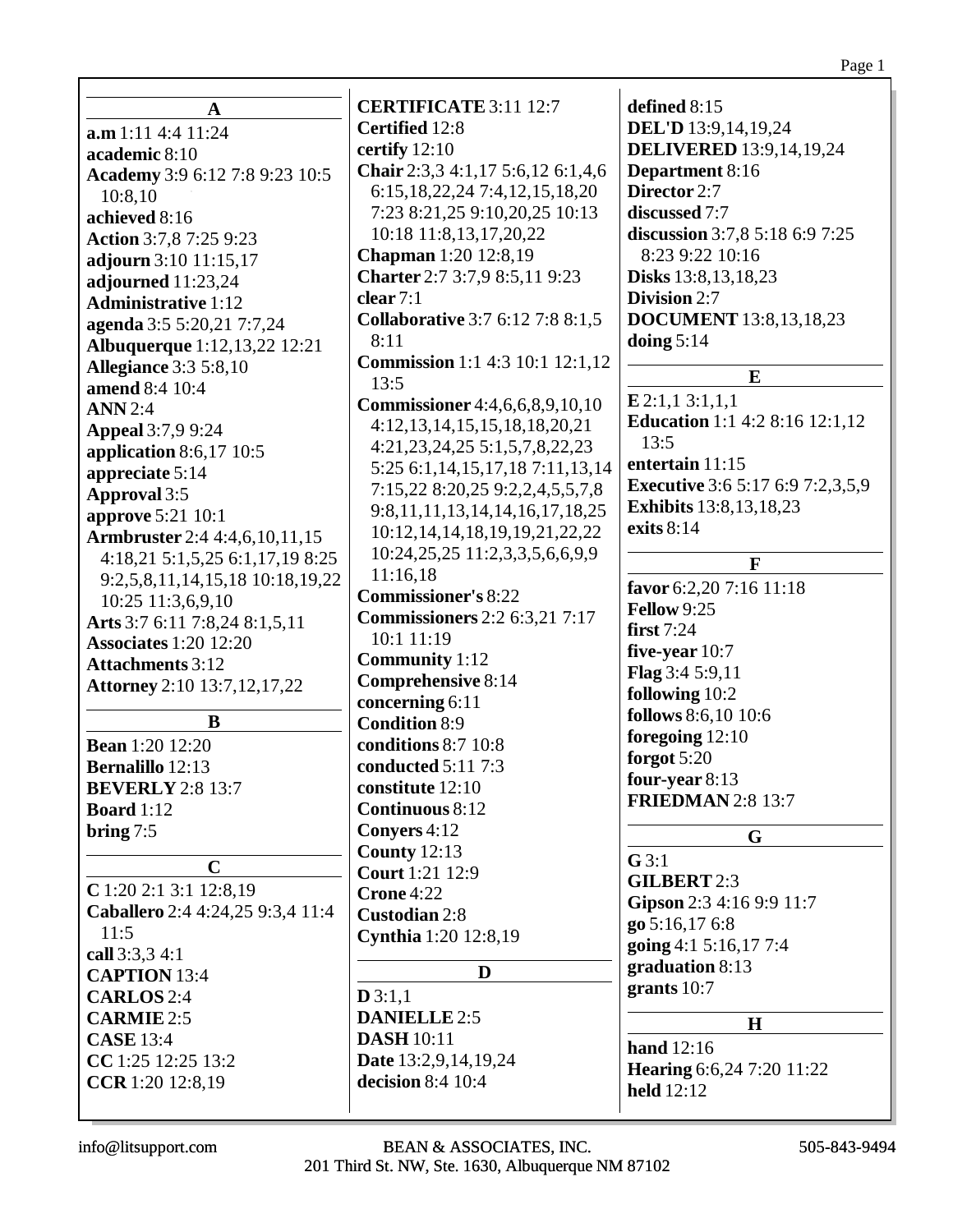### A

**a.m** 1:11 4:4 11:24
**academic** 8:10
**Academy** 3:9 6:12 7:8 9:23 10:5 10:8,10
**achieved** 8:16
**Action** 3:7,8 7:25 9:23
**adjourn** 3:10 11:15,17
**adjourned** 11:23,24
**Administrative** 1:12
**agenda** 3:5 5:20,21 7:7,24
**Albuquerque** 1:12,13,22 12:21
**Allegiance** 3:3 5:8,10
**amend** 8:4 10:4
**ANN** 2:4
**Appeal** 3:7,9 9:24
**application** 8:6,17 10:5
**appreciate** 5:14
**Approval** 3:5
**approve** 5:21 10:1
**Armbruster** 2:4 4:4,6,10,11,15 4:18,21 5:1,5,25 6:1,17,19 8:25 9:2,5,8,11,14,15,18 10:18,19,22 10:25 11:3,6,9,10
**Arts** 3:7 6:11 7:8,24 8:1,5,11
**Associates** 1:20 12:20
**Attachments** 3:12
**Attorney** 2:10 13:7,12,17,22

### B

**Bean** 1:20 12:20
**Bernalillo** 12:13
**BEVERLY** 2:8 13:7
**Board** 1:12
**bring** 7:5

### C

**C** 1:20 2:1 3:1 12:8,19
**Caballero** 2:4 4:24,25 9:3,4 11:4 11:5
**call** 3:3,3 4:1
**CAPTION** 13:4
**CARLOS** 2:4
**CARMIE** 2:5
**CASE** 13:4
**CC** 1:25 12:25 13:2
**CCR** 1:20 12:8,19
**CERTIFICATE** 3:11 12:7
**Certified** 12:8
**certify** 12:10
**Chair** 2:3,3 4:1,17 5:6,12 6:1,4,6 6:15,18,22,24 7:4,12,15,18,20 7:23 8:21,25 9:10,20,25 10:13 10:18 11:8,13,17,20,22
**Chapman** 1:20 12:8,19
**Charter** 2:7 3:7,9 8:5,11 9:23
**clear** 7:1
**Collaborative** 3:7 6:12 7:8 8:1,5 8:11
**Commission** 1:1 4:3 10:1 12:1,12 13:5
**Commissioner** 4:4,6,6,8,9,10,10 4:12,13,14,15,15,18,18,20,21 4:21,23,24,25 5:1,5,7,8,22,23 5:25 6:1,14,15,17,18 7:11,13,14 7:15,22 8:20,25 9:2,2,4,5,5,7,8 9:8,11,11,13,14,16,17,18,25 10:12,14,14,18,19,19,21,22,22 10:24,25,25 11:2,3,3,5,6,6,9,9 11:16,18
**Commissioner's** 8:22
**Commissioners** 2:2 6:3,21 7:17 10:1 11:19
**Community** 1:12
**Comprehensive** 8:14
**concerning** 6:11
**Condition** 8:9
**conditions** 8:7 10:8
**conducted** 5:11 7:3
**constitute** 12:10
**Continuous** 8:12
**Conyers** 4:12
**County** 12:13
**Court** 1:21 12:9
**Crone** 4:22
**Custodian** 2:8
**Cynthia** 1:20 12:8,19

### D

**D** 3:1,1
**DANIELLE** 2:5
**DASH** 10:11
**Date** 13:2,9,14,19,24
**decision** 8:4 10:4
**defined** 8:15
**DEL'D** 13:9,14,19,24
**DELIVERED** 13:9,14,19,24
**Department** 8:16
**Director** 2:7
**discussed** 7:7
**discussion** 3:7,8 5:18 6:9 7:25 8:23 9:22 10:16
**Disks** 13:8,13,18,23
**Division** 2:7
**DOCUMENT** 13:8,13,18,23
**doing** 5:14

### E

**E** 2:1,1 3:1,1,1
**Education** 1:1 4:2 8:16 12:1,12 13:5
**entertain** 11:15
**Executive** 3:6 5:17 6:9 7:2,3,5,9
**Exhibits** 13:8,13,18,23
**exits** 8:14

### F

**favor** 6:2,20 7:16 11:18
**Fellow** 9:25
**first** 7:24
**five-year** 10:7
**Flag** 3:4 5:9,11
**following** 10:2
**follows** 8:6,10 10:6
**foregoing** 12:10
**forgot** 5:20
**four-year** 8:13
**FRIEDMAN** 2:8 13:7

### G

**G** 3:1
**GILBERT** 2:3
**Gipson** 2:3 4:16 9:9 11:7
**go** 5:16,17 6:8
**going** 4:1 5:16,17 7:4
**graduation** 8:13
**grants** 10:7

### H

**hand** 12:16
**Hearing** 6:6,24 7:20 11:22
**held** 12:12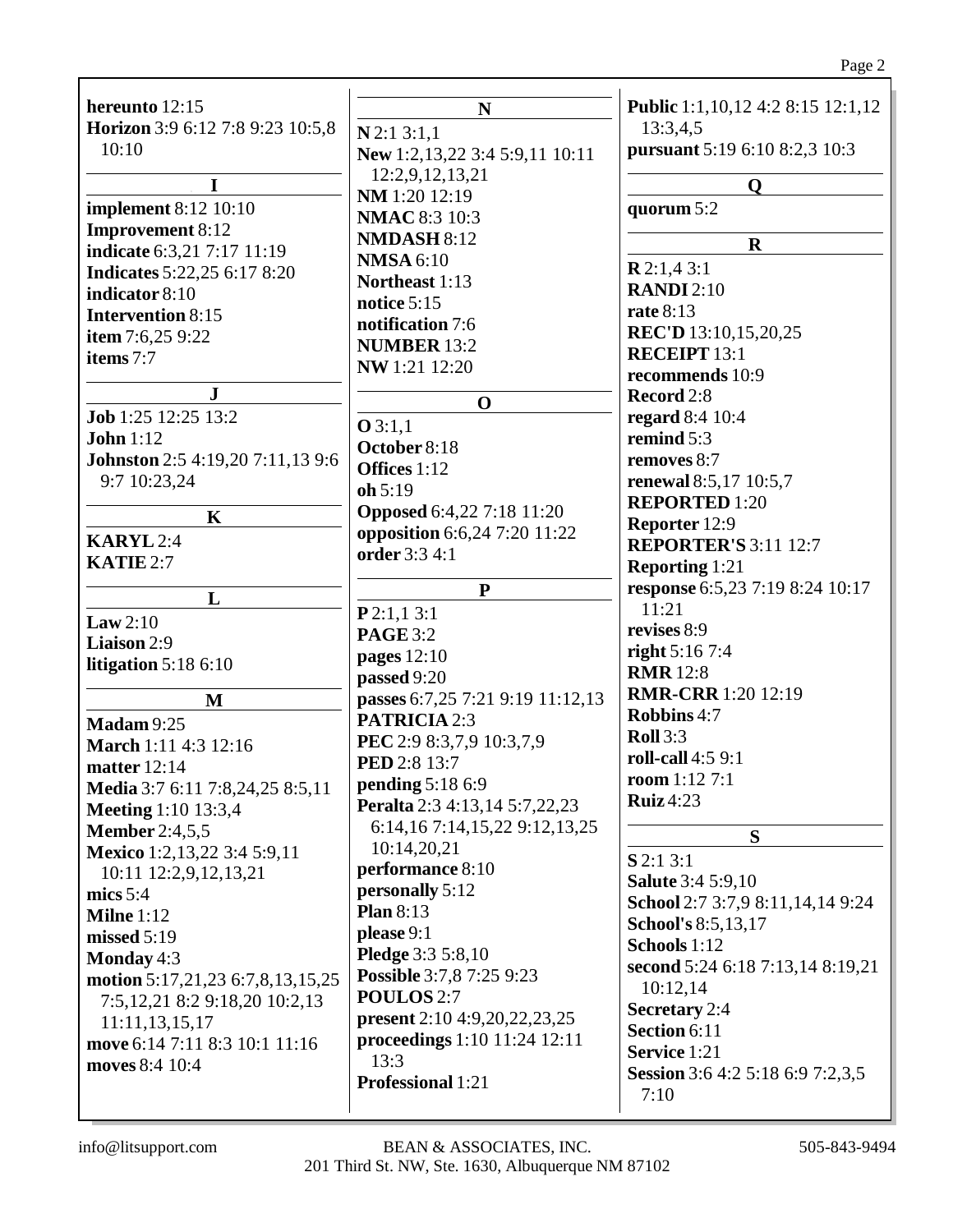**hereunto** 12:15
**Horizon** 3:9 6:12 7:8 9:23 10:5,8 10:10

### I

**implement** 8:12 10:10
**Improvement** 8:12
**indicate** 6:3,21 7:17 11:19
**Indicates** 5:22,25 6:17 8:20
**indicator** 8:10
**Intervention** 8:15
**item** 7:6,25 9:22
**items** 7:7

### J

**Job** 1:25 12:25 13:2
**John** 1:12
**Johnston** 2:5 4:19,20 7:11,13 9:6 9:7 10:23,24

### K

**KARYL** 2:4
**KATIE** 2:7

### L

**Law** 2:10
**Liaison** 2:9
**litigation** 5:18 6:10

### M

**Madam** 9:25
**March** 1:11 4:3 12:16
**matter** 12:14
**Media** 3:7 6:11 7:8,24,25 8:5,11
**Meeting** 1:10 13:3,4
**Member** 2:4,5,5
**Mexico** 1:2,13,22 3:4 5:9,11 10:11 12:2,9,12,13,21
**mics** 5:4
**Milne** 1:12
**missed** 5:19
**Monday** 4:3
**motion** 5:17,21,23 6:7,8,13,15,25 7:5,12,21 8:2 9:18,20 10:2,13 11:11,13,15,17
**move** 6:14 7:11 8:3 10:1 11:16
**moves** 8:4 10:4

### N

**N** 2:1 3:1,1
**New** 1:2,13,22 3:4 5:9,11 10:11 12:2,9,12,13,21
**NM** 1:20 12:19
**NMAC** 8:3 10:3
**NMDASH** 8:12
**NMSA** 6:10
**Northeast** 1:13
**notice** 5:15
**notification** 7:6
**NUMBER** 13:2
**NW** 1:21 12:20

### O

**O** 3:1,1
**October** 8:18
**Offices** 1:12
**oh** 5:19
**Opposed** 6:4,22 7:18 11:20
**opposition** 6:6,24 7:20 11:22
**order** 3:3 4:1

### P

**P** 2:1,1 3:1
**PAGE** 3:2
**pages** 12:10
**passed** 9:20
**passes** 6:7,25 7:21 9:19 11:12,13
**PATRICIA** 2:3
**PEC** 2:9 8:3,7,9 10:3,7,9
**PED** 2:8 13:7
**pending** 5:18 6:9
**Peralta** 2:3 4:13,14 5:7,22,23 6:14,16 7:14,15,22 9:12,13,25 10:14,20,21
**performance** 8:10
**personally** 5:12
**Plan** 8:13
**please** 9:1
**Pledge** 3:3 5:8,10
**Possible** 3:7,8 7:25 9:23
**POULOS** 2:7
**present** 2:10 4:9,20,22,23,25
**proceedings** 1:10 11:24 12:11 13:3
**Professional** 1:21
**Public** 1:1,10,12 4:2 8:15 12:1,12 13:3,4,5
**pursuant** 5:19 6:10 8:2,3 10:3

### Q

**quorum** 5:2

### R

**R** 2:1,4 3:1
**RANDI** 2:10
**rate** 8:13
**REC'D** 13:10,15,20,25
**RECEIPT** 13:1
**recommends** 10:9
**Record** 2:8
**regard** 8:4 10:4
**remind** 5:3
**removes** 8:7
**renewal** 8:5,17 10:5,7
**REPORTED** 1:20
**Reporter** 12:9
**REPORTER'S** 3:11 12:7
**Reporting** 1:21
**response** 6:5,23 7:19 8:24 10:17 11:21
**revises** 8:9
**right** 5:16 7:4
**RMR** 12:8
**RMR-CRR** 1:20 12:19
**Robbins** 4:7
**Roll** 3:3
**roll-call** 4:5 9:1
**room** 1:12 7:1
**Ruiz** 4:23

### S

**S** 2:1 3:1
**Salute** 3:4 5:9,10
**School** 2:7 3:7,9 8:11,14,14 9:24
**School's** 8:5,13,17
**Schools** 1:12
**second** 5:24 6:18 7:13,14 8:19,21 10:12,14
**Secretary** 2:4
**Section** 6:11
**Service** 1:21
**Session** 3:6 4:2 5:18 6:9 7:2,3,5 7:10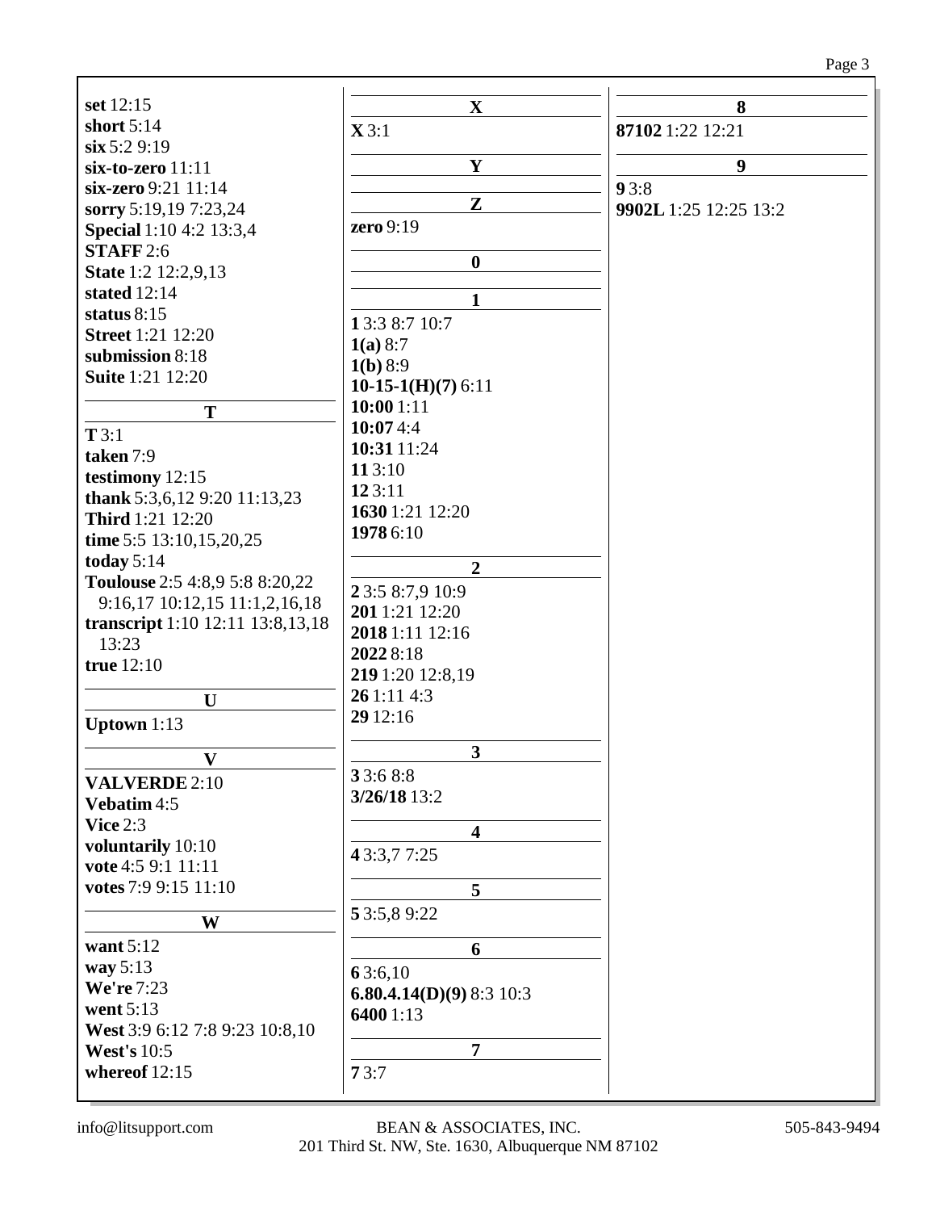**set** 12:15
**short** 5:14
**six** 5:2 9:19
**six-to-zero** 11:11
**six-zero** 9:21 11:14
**sorry** 5:19,19 7:23,24
**Special** 1:10 4:2 13:3,4
**STAFF** 2:6
**State** 1:2 12:2,9,13
**stated** 12:14
**status** 8:15
**Street** 1:21 12:20
**submission** 8:18
**Suite** 1:21 12:20

## T

**T** 3:1
**taken** 7:9
**testimony** 12:15
**thank** 5:3,6,12 9:20 11:13,23
**Third** 1:21 12:20
**time** 5:5 13:10,15,20,25
**today** 5:14
**Toulouse** 2:5 4:8,9 5:8 8:20,22 9:16,17 10:12,15 11:1,2,16,18
**transcript** 1:10 12:11 13:8,13,18 13:23
**true** 12:10

## U

**Uptown** 1:13

## V

**VALVERDE** 2:10
**Vebatim** 4:5
**Vice** 2:3
**voluntarily** 10:10
**vote** 4:5 9:1 11:11
**votes** 7:9 9:15 11:10

## W

**want** 5:12
**way** 5:13
**We're** 7:23
**went** 5:13
**West** 3:9 6:12 7:8 9:23 10:8,10
**West's** 10:5
**whereof** 12:15

## X

**X** 3:1

## Y

## Z

**zero** 9:19

## 0

## 1

**1** 3:3 8:7 10:7
**1(a)** 8:7
**1(b)** 8:9
**10-15-1(H)(7)** 6:11
**10:00** 1:11
**10:07** 4:4
**10:31** 11:24
**11** 3:10
**12** 3:11
**1630** 1:21 12:20
**1978** 6:10

## 2

**2** 3:5 8:7,9 10:9
**201** 1:21 12:20
**2018** 1:11 12:16
**2022** 8:18
**219** 1:20 12:8,19
**26** 1:11 4:3
**29** 12:16

## 3

**3** 3:6 8:8
**3/26/18** 13:2

## 4

**4** 3:3,7 7:25

## 5

**5** 3:5,8 9:22

## 6

**6** 3:6,10
**6.80.4.14(D)(9)** 8:3 10:3
**6400** 1:13

## 7

**7** 3:7

## 8

**87102** 1:22 12:21

## 9

**9** 3:8
**9902L** 1:25 12:25 13:2